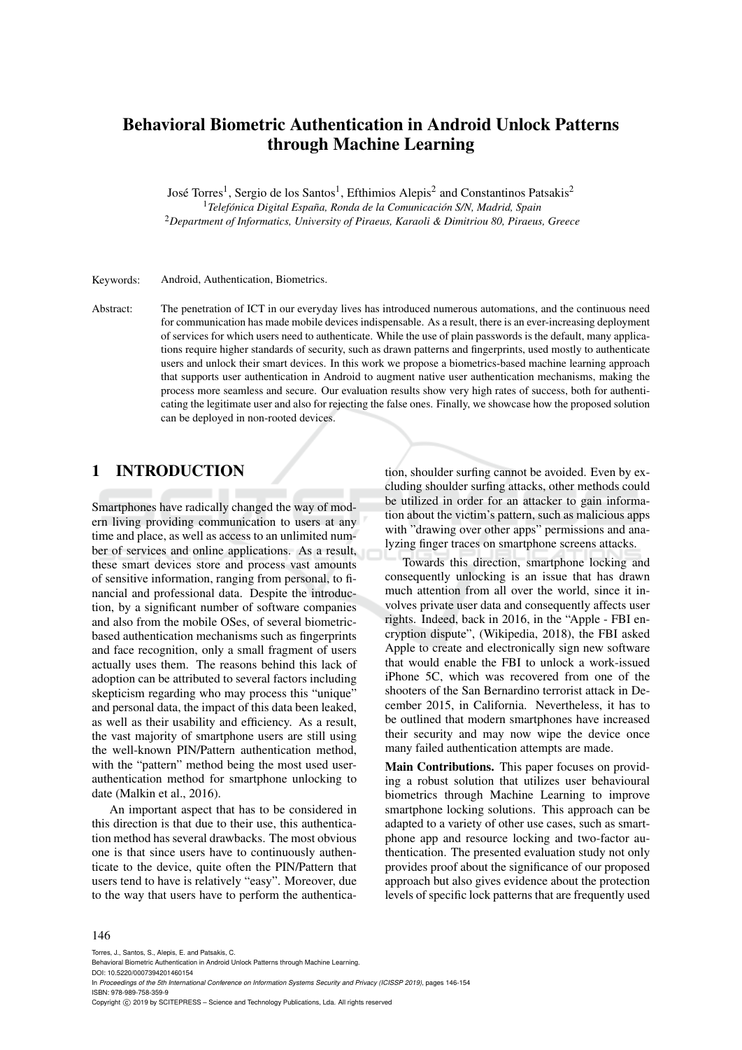# Behavioral Biometric Authentication in Android Unlock Patterns through Machine Learning

José Torres[1], Sergio de los Santos[1], Efthimios Alepis[2] and Constantinos Patsakis[2]

[1]*Telefónica Digital España, Ronda de la Comunicación S/N, Madrid, Spain*

[2]*Department of Informatics, University of Piraeus, Karaoli & Dimitriou 80, Piraeus, Greece*

Keywords: Android, Authentication, Biometrics.

Abstract: The penetration of ICT in our everyday lives has introduced numerous automations, and the continuous need for communication has made mobile devices indispensable. As a result, there is an ever-increasing deployment of services for which users need to authenticate. While the use of plain passwords is the default, many applications require higher standards of security, such as drawn patterns and fingerprints, used mostly to authenticate users and unlock their smart devices. In this work we propose a biometrics-based machine learning approach that supports user authentication in Android to augment native user authentication mechanisms, making the process more seamless and secure. Our evaluation results show very high rates of success, both for authenticating the legitimate user and also for rejecting the false ones. Finally, we showcase how the proposed solution can be deployed in non-rooted devices.

## 1 INTRODUCTION

Smartphones have radically changed the way of modern living providing communication to users at any time and place, as well as access to an unlimited number of services and online applications. As a result, these smart devices store and process vast amounts of sensitive information, ranging from personal, to financial and professional data. Despite the introduction, by a significant number of software companies and also from the mobile OSes, of several biometric-based authentication mechanisms such as fingerprints and face recognition, only a small fragment of users actually uses them. The reasons behind this lack of adoption can be attributed to several factors including skepticism regarding who may process this "unique" and personal data, the impact of this data been leaked, as well as their usability and efficiency. As a result, the vast majority of smartphone users are still using the well-known PIN/Pattern authentication method, with the "pattern" method being the most used user-authentication method for smartphone unlocking to date (Malkin et al., 2016).

An important aspect that has to be considered in this direction is that due to their use, this authentication method has several drawbacks. The most obvious one is that since users have to continuously authenticate to the device, quite often the PIN/Pattern that users tend to have is relatively "easy". Moreover, due to the way that users have to perform the authentication, shoulder surfing cannot be avoided. Even by excluding shoulder surfing attacks, other methods could be utilized in order for an attacker to gain information about the victim's pattern, such as malicious apps with "drawing over other apps" permissions and analyzing finger traces on smartphone screens attacks.

Towards this direction, smartphone locking and consequently unlocking is an issue that has drawn much attention from all over the world, since it involves private user data and consequently affects user rights. Indeed, back in 2016, in the "Apple - FBI encryption dispute", (Wikipedia, 2018), the FBI asked Apple to create and electronically sign new software that would enable the FBI to unlock a work-issued iPhone 5C, which was recovered from one of the shooters of the San Bernardino terrorist attack in December 2015, in California. Nevertheless, it has to be outlined that modern smartphones have increased their security and may now wipe the device once many failed authentication attempts are made.

**Main Contributions.** This paper focuses on providing a robust solution that utilizes user behavioural biometrics through Machine Learning to improve smartphone locking solutions. This approach can be adapted to a variety of other use cases, such as smartphone app and resource locking and two-factor authentication. The presented evaluation study not only provides proof about the significance of our proposed approach but also gives evidence about the protection levels of specific lock patterns that are frequently used

Torres, J., Santos, S., Alepis, E. and Patsakis, C.
Behavioral Biometric Authentication in Android Unlock Patterns through Machine Learning.
DOI: 10.5220/0007394201460154
In *Proceedings of the 5th International Conference on Information Systems Security and Privacy (ICISSP 2019)*, pages 146-154
ISBN: 978-989-758-359-9
Copyright © 2019 by SCITEPRESS – Science and Technology Publications, Lda. All rights reserved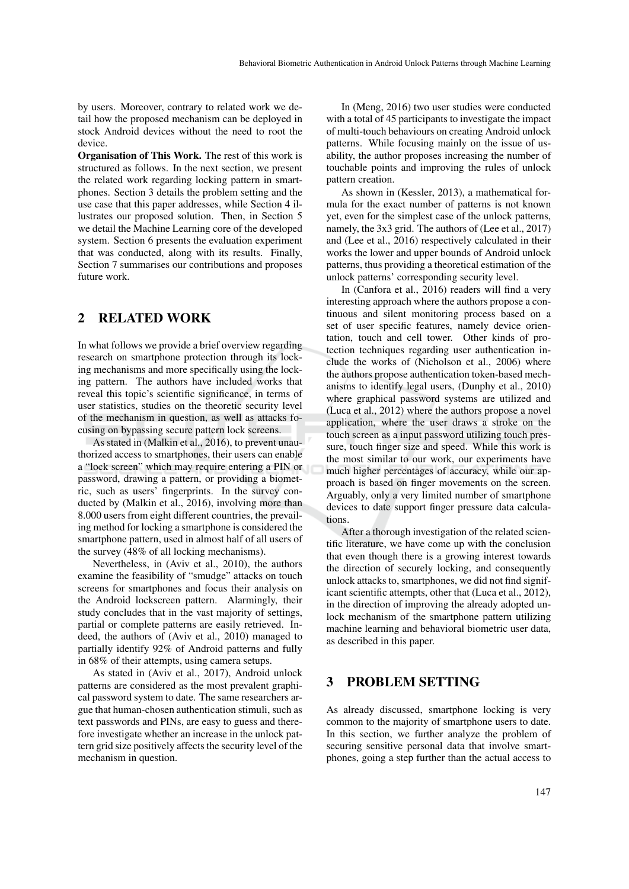by users. Moreover, contrary to related work we detail how the proposed mechanism can be deployed in stock Android devices without the need to root the device.

**Organisation of This Work.** The rest of this work is structured as follows. In the next section, we present the related work regarding locking pattern in smartphones. Section 3 details the problem setting and the use case that this paper addresses, while Section 4 illustrates our proposed solution. Then, in Section 5 we detail the Machine Learning core of the developed system. Section 6 presents the evaluation experiment that was conducted, along with its results. Finally, Section 7 summarises our contributions and proposes future work.

## 2 RELATED WORK

In what follows we provide a brief overview regarding research on smartphone protection through its locking mechanisms and more specifically using the locking pattern. The authors have included works that reveal this topic's scientific significance, in terms of user statistics, studies on the theoretic security level of the mechanism in question, as well as attacks focusing on bypassing secure pattern lock screens.

As stated in (Malkin et al., 2016), to prevent unauthorized access to smartphones, their users can enable a "lock screen" which may require entering a PIN or password, drawing a pattern, or providing a biometric, such as users' fingerprints. In the survey conducted by (Malkin et al., 2016), involving more than 8.000 users from eight different countries, the prevailing method for locking a smartphone is considered the smartphone pattern, used in almost half of all users of the survey (48% of all locking mechanisms).

Nevertheless, in (Aviv et al., 2010), the authors examine the feasibility of "smudge" attacks on touch screens for smartphones and focus their analysis on the Android lockscreen pattern. Alarmingly, their study concludes that in the vast majority of settings, partial or complete patterns are easily retrieved. Indeed, the authors of (Aviv et al., 2010) managed to partially identify 92% of Android patterns and fully in 68% of their attempts, using camera setups.

As stated in (Aviv et al., 2017), Android unlock patterns are considered as the most prevalent graphical password system to date. The same researchers argue that human-chosen authentication stimuli, such as text passwords and PINs, are easy to guess and therefore investigate whether an increase in the unlock pattern grid size positively affects the security level of the mechanism in question.

In (Meng, 2016) two user studies were conducted with a total of 45 participants to investigate the impact of multi-touch behaviours on creating Android unlock patterns. While focusing mainly on the issue of usability, the author proposes increasing the number of touchable points and improving the rules of unlock pattern creation.

As shown in (Kessler, 2013), a mathematical formula for the exact number of patterns is not known yet, even for the simplest case of the unlock patterns, namely, the 3x3 grid. The authors of (Lee et al., 2017) and (Lee et al., 2016) respectively calculated in their works the lower and upper bounds of Android unlock patterns, thus providing a theoretical estimation of the unlock patterns' corresponding security level.

In (Canfora et al., 2016) readers will find a very interesting approach where the authors propose a continuous and silent monitoring process based on a set of user specific features, namely device orientation, touch and cell tower. Other kinds of protection techniques regarding user authentication include the works of (Nicholson et al., 2006) where the authors propose authentication token-based mechanisms to identify legal users, (Dunphy et al., 2010) where graphical password systems are utilized and (Luca et al., 2012) where the authors propose a novel application, where the user draws a stroke on the touch screen as a input password utilizing touch pressure, touch finger size and speed. While this work is the most similar to our work, our experiments have much higher percentages of accuracy, while our approach is based on finger movements on the screen. Arguably, only a very limited number of smartphone devices to date support finger pressure data calculations.

After a thorough investigation of the related scientific literature, we have come up with the conclusion that even though there is a growing interest towards the direction of securely locking, and consequently unlock attacks to, smartphones, we did not find significant scientific attempts, other that (Luca et al., 2012), in the direction of improving the already adopted unlock mechanism of the smartphone pattern utilizing machine learning and behavioral biometric user data, as described in this paper.

## 3 PROBLEM SETTING

As already discussed, smartphone locking is very common to the majority of smartphone users to date. In this section, we further analyze the problem of securing sensitive personal data that involve smartphones, going a step further than the actual access to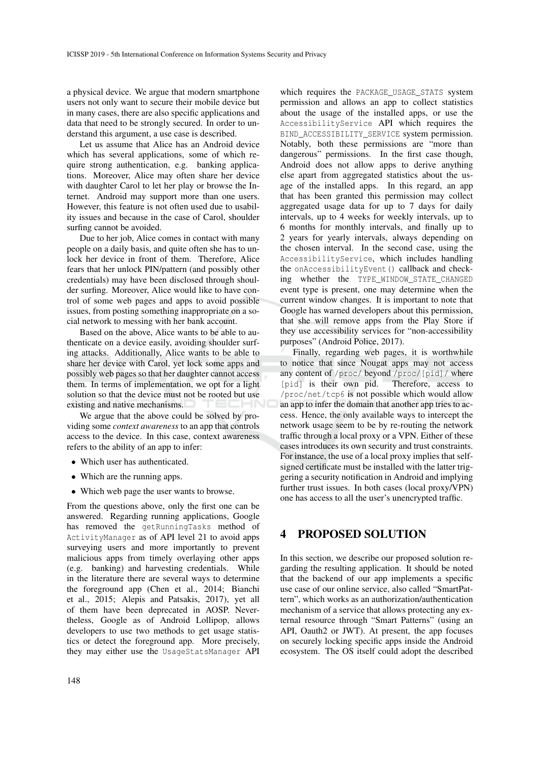a physical device. We argue that modern smartphone users not only want to secure their mobile device but in many cases, there are also specific applications and data that need to be strongly secured. In order to understand this argument, a use case is described.

Let us assume that Alice has an Android device which has several applications, some of which require strong authentication, e.g. banking applications. Moreover, Alice may often share her device with daughter Carol to let her play or browse the Internet. Android may support more than one users. However, this feature is not often used due to usability issues and because in the case of Carol, shoulder surfing cannot be avoided.

Due to her job, Alice comes in contact with many people on a daily basis, and quite often she has to unlock her device in front of them. Therefore, Alice fears that her unlock PIN/pattern (and possibly other credentials) may have been disclosed through shoulder surfing. Moreover, Alice would like to have control of some web pages and apps to avoid possible issues, from posting something inappropriate on a social network to messing with her bank account.

Based on the above, Alice wants to be able to authenticate on a device easily, avoiding shoulder surfing attacks. Additionally, Alice wants to be able to share her device with Carol, yet lock some apps and possibly web pages so that her daughter cannot access them. In terms of implementation, we opt for a light solution so that the device must not be rooted but use existing and native mechanisms.

We argue that the above could be solved by providing some *context awareness* to an app that controls access to the device. In this case, context awareness refers to the ability of an app to infer:

- Which user has authenticated.
- Which are the running apps.
- Which web page the user wants to browse.

From the questions above, only the first one can be answered. Regarding running applications, Google has removed the `getRunningTasks` method of `ActivityManager` as of API level 21 to avoid apps surveying users and more importantly to prevent malicious apps from timely overlaying other apps (e.g. banking) and harvesting credentials. While in the literature there are several ways to determine the foreground app (Chen et al., 2014; Bianchi et al., 2015; Alepis and Patsakis, 2017), yet all of them have been deprecated in AOSP. Nevertheless, Google as of Android Lollipop, allows developers to use two methods to get usage statistics or detect the foreground app. More precisely, they may either use the `UsageStatsManager` API which requires the `PACKAGE_USAGE_STATS` system permission and allows an app to collect statistics about the usage of the installed apps, or use the `AccessibilityService` API which requires the `BIND_ACCESSIBILITY_SERVICE` system permission. Notably, both these permissions are "more than dangerous" permissions. In the first case though, Android does not allow apps to derive anything else apart from aggregated statistics about the usage of the installed apps. In this regard, an app that has been granted this permission may collect aggregated usage data for up to 7 days for daily intervals, up to 4 weeks for weekly intervals, up to 6 months for monthly intervals, and finally up to 2 years for yearly intervals, always depending on the chosen interval. In the second case, using the `AccessibilityService`, which includes handling the `onAccessibilityEvent()` callback and checking whether the `TYPE_WINDOW_STATE_CHANGED` event type is present, one may determine when the current window changes. It is important to note that Google has warned developers about this permission, that she will remove apps from the Play Store if they use accessibility services for "non-accessibility purposes" (Android Police, 2017).

Finally, regarding web pages, it is worthwhile to notice that since Nougat apps may not access any content of `/proc/` beyond `/proc/[pid]/` where `[pid]` is their own pid. Therefore, access to `/proc/net/tcp6` is not possible which would allow an app to infer the domain that another app tries to access. Hence, the only available ways to intercept the network usage seem to be by re-routing the network traffic through a local proxy or a VPN. Either of these cases introduces its own security and trust constraints. For instance, the use of a local proxy implies that self-signed certificate must be installed with the latter triggering a security notification in Android and implying further trust issues. In both cases (local proxy/VPN) one has access to all the user's unencrypted traffic.

## 4 PROPOSED SOLUTION

In this section, we describe our proposed solution regarding the resulting application. It should be noted that the backend of our app implements a specific use case of our online service, also called "SmartPattern", which works as an authorization/authentication mechanism of a service that allows protecting any external resource through "Smart Patterns" (using an API, Oauth2 or JWT). At present, the app focuses on securely locking specific apps inside the Android ecosystem. The OS itself could adopt the described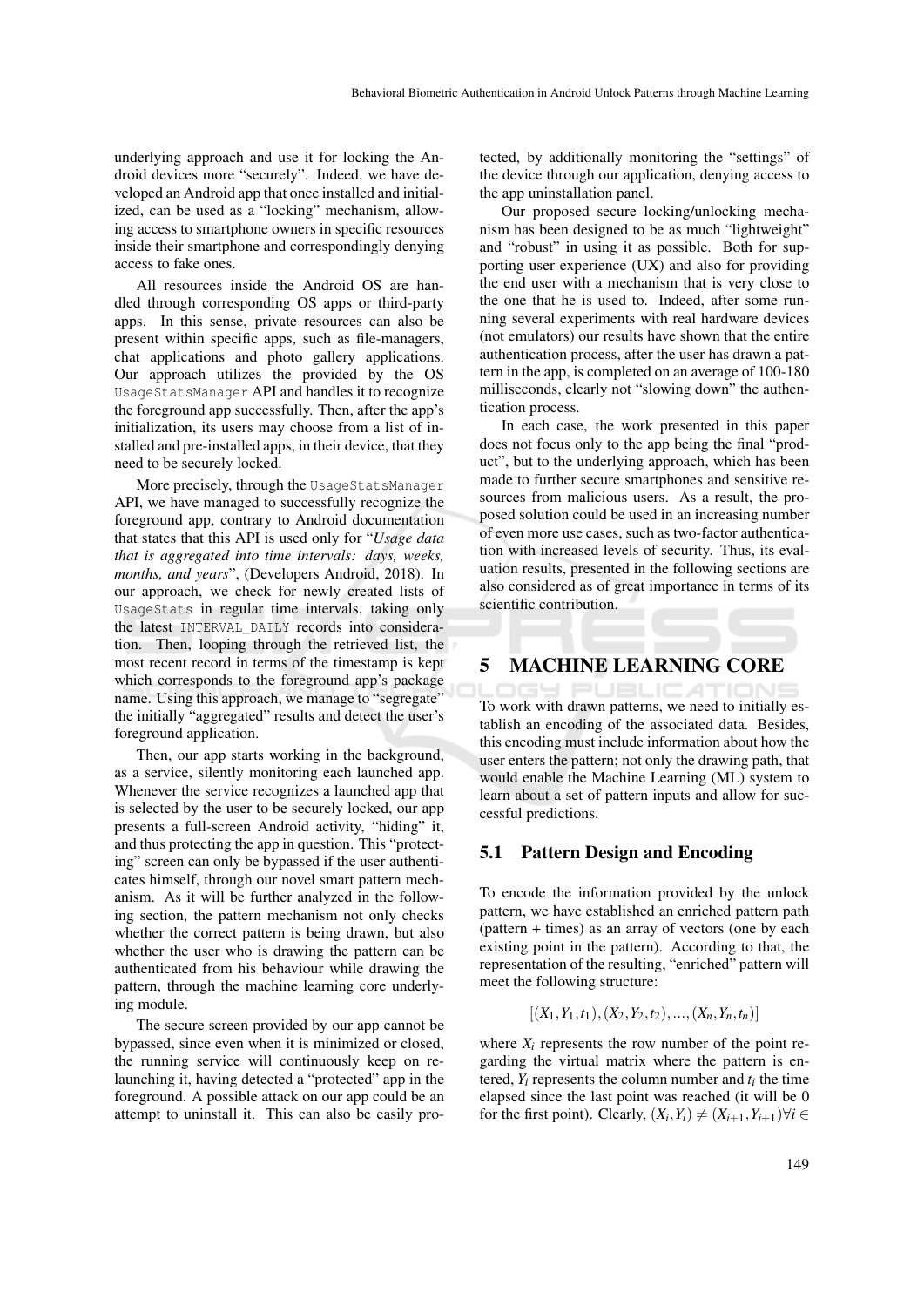underlying approach and use it for locking the Android devices more "securely". Indeed, we have developed an Android app that once installed and initialized, can be used as a "locking" mechanism, allowing access to smartphone owners in specific resources inside their smartphone and correspondingly denying access to fake ones.

All resources inside the Android OS are handled through corresponding OS apps or third-party apps. In this sense, private resources can also be present within specific apps, such as file-managers, chat applications and photo gallery applications. Our approach utilizes the provided by the OS `UsageStatsManager` API and handles it to recognize the foreground app successfully. Then, after the app's initialization, its users may choose from a list of installed and pre-installed apps, in their device, that they need to be securely locked.

More precisely, through the `UsageStatsManager` API, we have managed to successfully recognize the foreground app, contrary to Android documentation that states that this API is used only for "*Usage data that is aggregated into time intervals: days, weeks, months, and years*", (Developers Android, 2018). In our approach, we check for newly created lists of `UsageStats` in regular time intervals, taking only the latest `INTERVAL_DAILY` records into consideration. Then, looping through the retrieved list, the most recent record in terms of the timestamp is kept which corresponds to the foreground app's package name. Using this approach, we manage to "segregate" the initially "aggregated" results and detect the user's foreground application.

Then, our app starts working in the background, as a service, silently monitoring each launched app. Whenever the service recognizes a launched app that is selected by the user to be securely locked, our app presents a full-screen Android activity, "hiding" it, and thus protecting the app in question. This "protecting" screen can only be bypassed if the user authenticates himself, through our novel smart pattern mechanism. As it will be further analyzed in the following section, the pattern mechanism not only checks whether the correct pattern is being drawn, but also whether the user who is drawing the pattern can be authenticated from his behaviour while drawing the pattern, through the machine learning core underlying module.

The secure screen provided by our app cannot be bypassed, since even when it is minimized or closed, the running service will continuously keep on relaunching it, having detected a "protected" app in the foreground. A possible attack on our app could be an attempt to uninstall it. This can also be easily protected, by additionally monitoring the "settings" of the device through our application, denying access to the app uninstallation panel.

Our proposed secure locking/unlocking mechanism has been designed to be as much "lightweight" and "robust" in using it as possible. Both for supporting user experience (UX) and also for providing the end user with a mechanism that is very close to the one that he is used to. Indeed, after some running several experiments with real hardware devices (not emulators) our results have shown that the entire authentication process, after the user has drawn a pattern in the app, is completed on an average of 100-180 milliseconds, clearly not "slowing down" the authentication process.

In each case, the work presented in this paper does not focus only to the app being the final "product", but to the underlying approach, which has been made to further secure smartphones and sensitive resources from malicious users. As a result, the proposed solution could be used in an increasing number of even more use cases, such as two-factor authentication with increased levels of security. Thus, its evaluation results, presented in the following sections are also considered as of great importance in terms of its scientific contribution.

# 5 MACHINE LEARNING CORE

To work with drawn patterns, we need to initially establish an encoding of the associated data. Besides, this encoding must include information about how the user enters the pattern; not only the drawing path, that would enable the Machine Learning (ML) system to learn about a set of pattern inputs and allow for successful predictions.

## 5.1 Pattern Design and Encoding

To encode the information provided by the unlock pattern, we have established an enriched pattern path (pattern + times) as an array of vectors (one by each existing point in the pattern). According to that, the representation of the resulting, "enriched" pattern will meet the following structure:

$$[(X_1,Y_1,t_1),(X_2,Y_2,t_2),...,(X_n,Y_n,t_n)]$$

where $X_i$ represents the row number of the point regarding the virtual matrix where the pattern is entered, $Y_i$ represents the column number and $t_i$ the time elapsed since the last point was reached (it will be 0 for the first point). Clearly, $(X_i,Y_i) \neq (X_{i+1},Y_{i+1}) \forall i \in$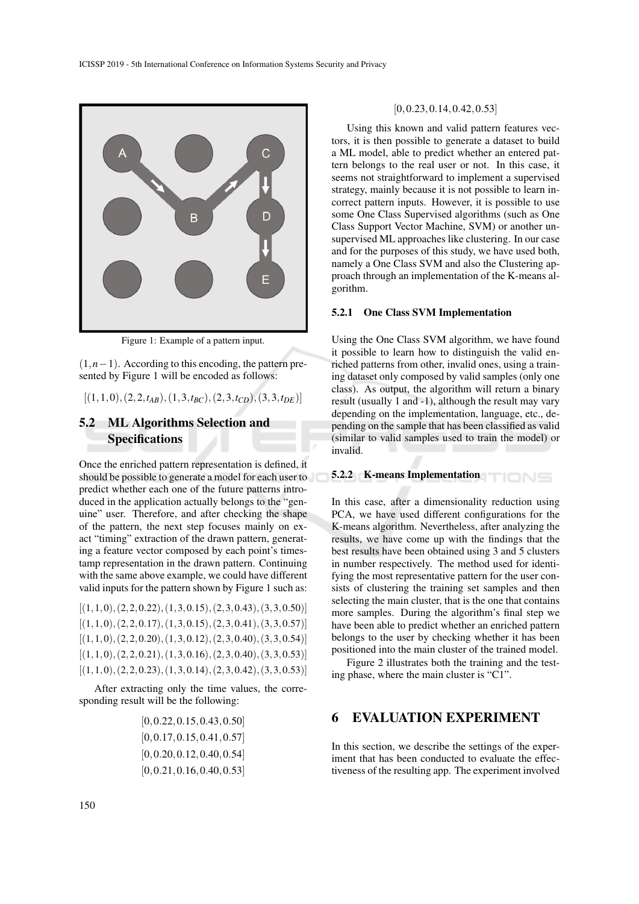Figure 1: Example of a pattern input.

$(1, n-1)$. According to this encoding, the pattern presented by Figure 1 will be encoded as follows:

$$[(1,1,0),(2,2,t_{AB}),(1,3,t_{BC}),(2,3,t_{CD}),(3,3,t_{DE})]$$

## 5.2 ML Algorithms Selection and Specifications

Once the enriched pattern representation is defined, it should be possible to generate a model for each user to predict whether each one of the future patterns introduced in the application actually belongs to the "genuine" user. Therefore, and after checking the shape of the pattern, the next step focuses mainly on exact "timing" extraction of the drawn pattern, generating a feature vector composed by each point's timestamp representation in the drawn pattern. Continuing with the same above example, we could have different valid inputs for the pattern shown by Figure 1 such as:

$$[(1,1,0),(2,2,0.22),(1,3,0.15),(2,3,0.43),(3,3,0.50)]$$
$$[(1,1,0),(2,2,0.17),(1,3,0.15),(2,3,0.41),(3,3,0.57)]$$
$$[(1,1,0),(2,2,0.20),(1,3,0.12),(2,3,0.40),(3,3,0.54)]$$
$$[(1,1,0),(2,2,0.21),(1,3,0.16),(2,3,0.40),(3,3,0.53)]$$
$$[(1,1,0),(2,2,0.23),(1,3,0.14),(2,3,0.42),(3,3,0.53)]$$

After extracting only the time values, the corresponding result will be the following:

$$[0, 0.22, 0.15, 0.43, 0.50]$$
$$[0, 0.17, 0.15, 0.41, 0.57]$$
$$[0, 0.20, 0.12, 0.40, 0.54]$$
$$[0, 0.21, 0.16, 0.40, 0.53]$$
$$[0, 0.23, 0.14, 0.42, 0.53]$$

Using this known and valid pattern features vectors, it is then possible to generate a dataset to build a ML model, able to predict whether an entered pattern belongs to the real user or not. In this case, it seems not straightforward to implement a supervised strategy, mainly because it is not possible to learn incorrect pattern inputs. However, it is possible to use some One Class Supervised algorithms (such as One Class Support Vector Machine, SVM) or another unsupervised ML approaches like clustering. In our case and for the purposes of this study, we have used both, namely a One Class SVM and also the Clustering approach through an implementation of the K-means algorithm.

### 5.2.1 One Class SVM Implementation

Using the One Class SVM algorithm, we have found it possible to learn how to distinguish the valid enriched patterns from other, invalid ones, using a training dataset only composed by valid samples (only one class). As output, the algorithm will return a binary result (usually 1 and -1), although the result may vary depending on the implementation, language, etc., depending on the sample that has been classified as valid (similar to valid samples used to train the model) or invalid.

### 5.2.2 K-means Implementation

In this case, after a dimensionality reduction using PCA, we have used different configurations for the K-means algorithm. Nevertheless, after analyzing the results, we have come up with the findings that the best results have been obtained using 3 and 5 clusters in number respectively. The method used for identifying the most representative pattern for the user consists of clustering the training set samples and then selecting the main cluster, that is the one that contains more samples. During the algorithm's final step we have been able to predict whether an enriched pattern belongs to the user by checking whether it has been positioned into the main cluster of the trained model.

Figure 2 illustrates both the training and the testing phase, where the main cluster is "C1".

# 6 EVALUATION EXPERIMENT

In this section, we describe the settings of the experiment that has been conducted to evaluate the effectiveness of the resulting app. The experiment involved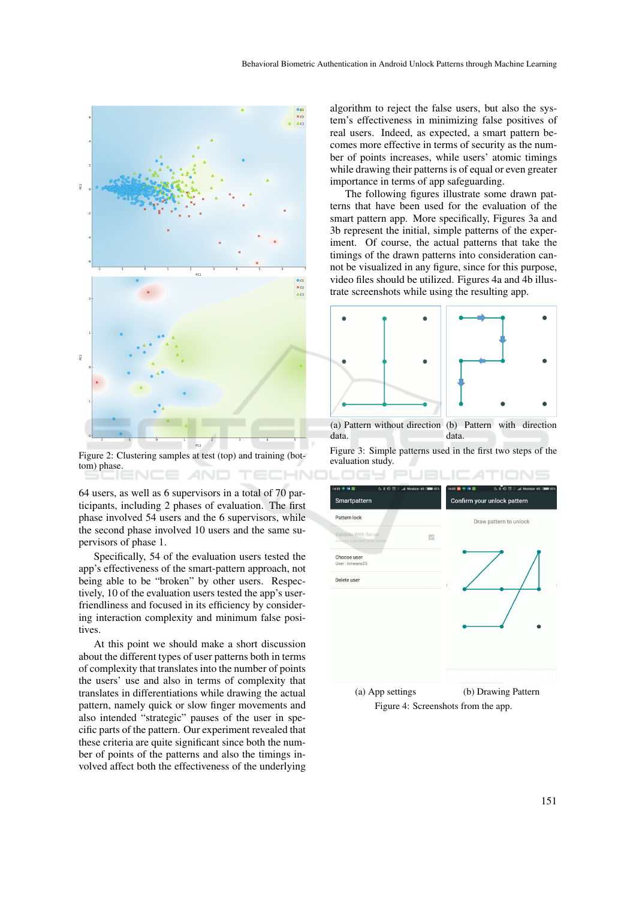Figure 2: Clustering samples at test (top) and training (bottom) phase.

64 users, as well as 6 supervisors in a total of 70 participants, including 2 phases of evaluation. The first phase involved 54 users and the 6 supervisors, while the second phase involved 10 users and the same supervisors of phase 1.

Specifically, 54 of the evaluation users tested the app's effectiveness of the smart-pattern approach, not being able to be "broken" by other users. Respectively, 10 of the evaluation users tested the app's user-friendliness and focused in its efficiency by considering interaction complexity and minimum false positives.

At this point we should make a short discussion about the different types of user patterns both in terms of complexity that translates into the number of points the users' use and also in terms of complexity that translates in differentiations while drawing the actual pattern, namely quick or slow finger movements and also intended "strategic" pauses of the user in specific parts of the pattern. Our experiment revealed that these criteria are quite significant since both the number of points of the patterns and also the timings involved affect both the effectiveness of the underlying algorithm to reject the false users, but also the system's effectiveness in minimizing false positives of real users. Indeed, as expected, a smart pattern becomes more effective in terms of security as the number of points increases, while users' atomic timings while drawing their patterns is of equal or even greater importance in terms of app safeguarding.

The following figures illustrate some drawn patterns that have been used for the evaluation of the smart pattern app. More specifically, Figures 3a and 3b represent the initial, simple patterns of the experiment. Of course, the actual patterns that take the timings of the drawn patterns into consideration cannot be visualized in any figure, since for this purpose, video files should be utilized. Figures 4a and 4b illustrate screenshots while using the resulting app.

(a) Pattern without direction data.

(b) Pattern with direction data.

Figure 3: Simple patterns used in the first two steps of the evaluation study.

(a) App settings

(b) Drawing Pattern

Figure 4: Screenshots from the app.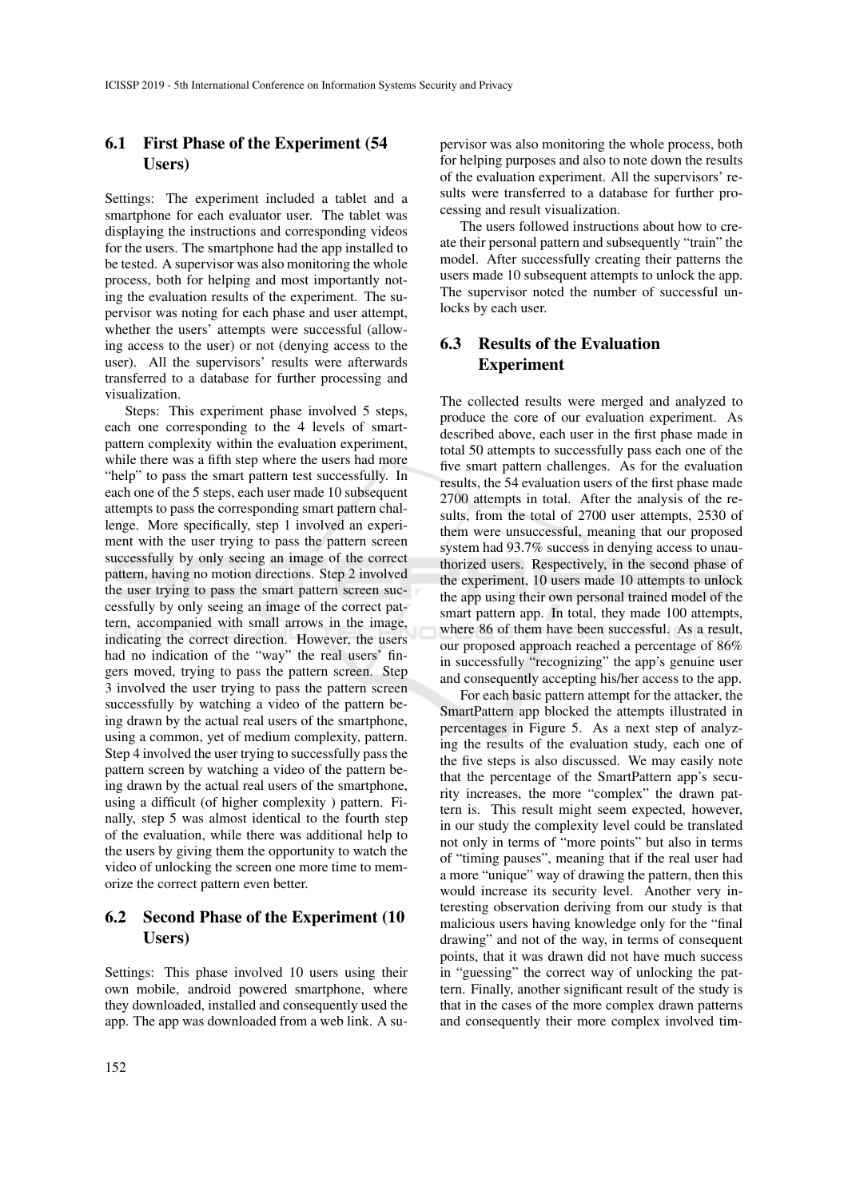## 6.1 First Phase of the Experiment (54 Users)

Settings: The experiment included a tablet and a smartphone for each evaluator user. The tablet was displaying the instructions and corresponding videos for the users. The smartphone had the app installed to be tested. A supervisor was also monitoring the whole process, both for helping and most importantly noting the evaluation results of the experiment. The supervisor was noting for each phase and user attempt, whether the users' attempts were successful (allowing access to the user) or not (denying access to the user). All the supervisors' results were afterwards transferred to a database for further processing and visualization.

Steps: This experiment phase involved 5 steps, each one corresponding to the 4 levels of smart-pattern complexity within the evaluation experiment, while there was a fifth step where the users had more "help" to pass the smart pattern test successfully. In each one of the 5 steps, each user made 10 subsequent attempts to pass the corresponding smart pattern challenge. More specifically, step 1 involved an experiment with the user trying to pass the pattern screen successfully by only seeing an image of the correct pattern, having no motion directions. Step 2 involved the user trying to pass the smart pattern screen successfully by only seeing an image of the correct pattern, accompanied with small arrows in the image, indicating the correct direction. However, the users had no indication of the "way" the real users' fingers moved, trying to pass the pattern screen. Step 3 involved the user trying to pass the pattern screen successfully by watching a video of the pattern being drawn by the actual real users of the smartphone, using a common, yet of medium complexity, pattern. Step 4 involved the user trying to successfully pass the pattern screen by watching a video of the pattern being drawn by the actual real users of the smartphone, using a difficult (of higher complexity ) pattern. Finally, step 5 was almost identical to the fourth step of the evaluation, while there was additional help to the users by giving them the opportunity to watch the video of unlocking the screen one more time to memorize the correct pattern even better.

## 6.2 Second Phase of the Experiment (10 Users)

Settings: This phase involved 10 users using their own mobile, android powered smartphone, where they downloaded, installed and consequently used the app. The app was downloaded from a web link. A supervisor was also monitoring the whole process, both for helping purposes and also to note down the results of the evaluation experiment. All the supervisors' results were transferred to a database for further processing and result visualization.

The users followed instructions about how to create their personal pattern and subsequently "train" the model. After successfully creating their patterns the users made 10 subsequent attempts to unlock the app. The supervisor noted the number of successful unlocks by each user.

## 6.3 Results of the Evaluation Experiment

The collected results were merged and analyzed to produce the core of our evaluation experiment. As described above, each user in the first phase made in total 50 attempts to successfully pass each one of the five smart pattern challenges. As for the evaluation results, the 54 evaluation users of the first phase made 2700 attempts in total. After the analysis of the results, from the total of 2700 user attempts, 2530 of them were unsuccessful, meaning that our proposed system had 93.7% success in denying access to unauthorized users. Respectively, in the second phase of the experiment, 10 users made 10 attempts to unlock the app using their own personal trained model of the smart pattern app. In total, they made 100 attempts, where 86 of them have been successful. As a result, our proposed approach reached a percentage of 86% in successfully "recognizing" the app's genuine user and consequently accepting his/her access to the app.

For each basic pattern attempt for the attacker, the SmartPattern app blocked the attempts illustrated in percentages in Figure 5. As a next step of analyzing the results of the evaluation study, each one of the five steps is also discussed. We may easily note that the percentage of the SmartPattern app's security increases, the more "complex" the drawn pattern is. This result might seem expected, however, in our study the complexity level could be translated not only in terms of "more points" but also in terms of "timing pauses", meaning that if the real user had a more "unique" way of drawing the pattern, then this would increase its security level. Another very interesting observation deriving from our study is that malicious users having knowledge only for the "final drawing" and not of the way, in terms of consequent points, that it was drawn did not have much success in "guessing" the correct way of unlocking the pattern. Finally, another significant result of the study is that in the cases of the more complex drawn patterns and consequently their more complex involved tim-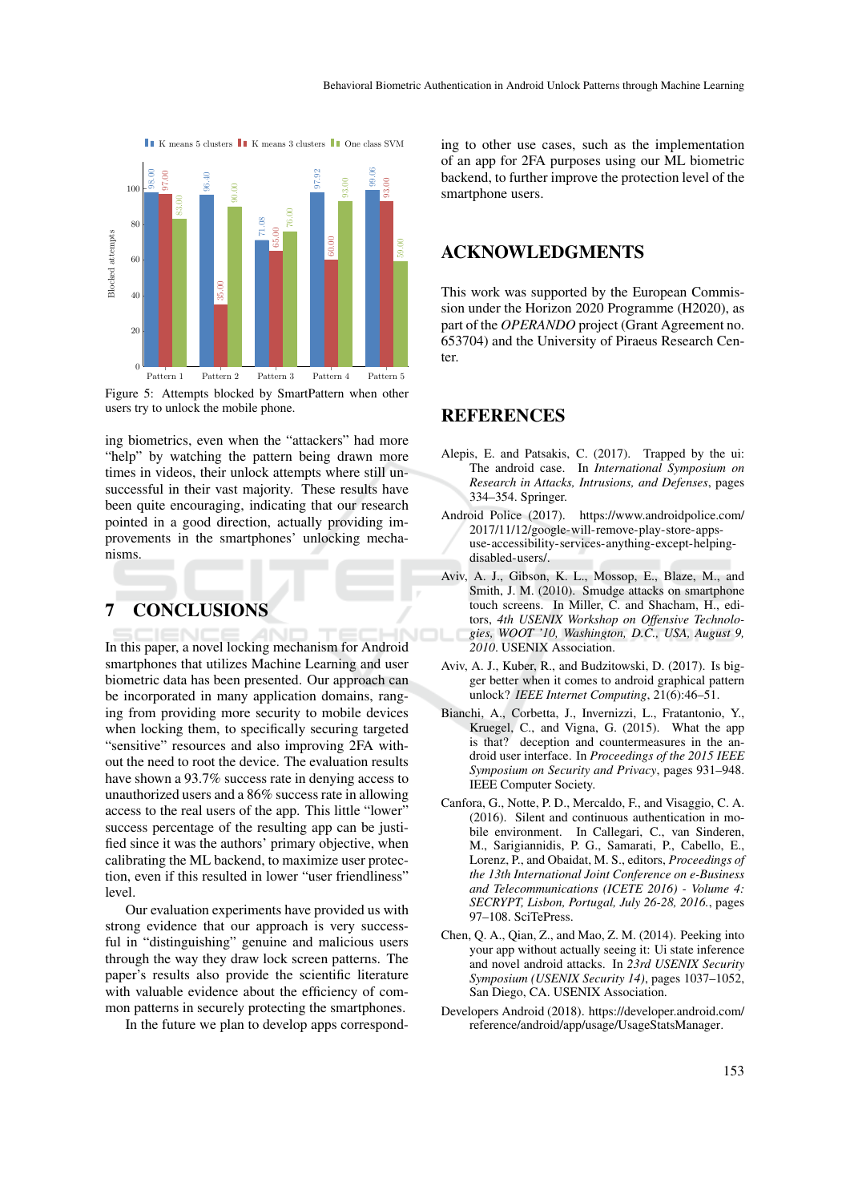Figure 5: Attempts blocked by SmartPattern when other users try to unlock the mobile phone.

ing biometrics, even when the "attackers" had more "help" by watching the pattern being drawn more times in videos, their unlock attempts where still unsuccessful in their vast majority. These results have been quite encouraging, indicating that our research pointed in a good direction, actually providing improvements in the smartphones' unlocking mechanisms.

## 7 CONCLUSIONS

In this paper, a novel locking mechanism for Android smartphones that utilizes Machine Learning and user biometric data has been presented. Our approach can be incorporated in many application domains, ranging from providing more security to mobile devices when locking them, to specifically securing targeted "sensitive" resources and also improving 2FA without the need to root the device. The evaluation results have shown a 93.7% success rate in denying access to unauthorized users and a 86% success rate in allowing access to the real users of the app. This little "lower" success percentage of the resulting app can be justified since it was the authors' primary objective, when calibrating the ML backend, to maximize user protection, even if this resulted in lower "user friendliness" level.

Our evaluation experiments have provided us with strong evidence that our approach is very successful in "distinguishing" genuine and malicious users through the way they draw lock screen patterns. The paper's results also provide the scientific literature with valuable evidence about the efficiency of common patterns in securely protecting the smartphones.

In the future we plan to develop apps corresponding to other use cases, such as the implementation of an app for 2FA purposes using our ML biometric backend, to further improve the protection level of the smartphone users.

## ACKNOWLEDGMENTS

This work was supported by the European Commission under the Horizon 2020 Programme (H2020), as part of the *OPERANDO* project (Grant Agreement no. 653704) and the University of Piraeus Research Center.

## REFERENCES

Alepis, E. and Patsakis, C. (2017). Trapped by the ui: The android case. In *International Symposium on Research in Attacks, Intrusions, and Defenses*, pages 334–354. Springer.

Android Police (2017). https://www.androidpolice.com/2017/11/12/google-will-remove-play-store-apps-use-accessibility-services-anything-except-helping-disabled-users/.

Aviv, A. J., Gibson, K. L., Mossop, E., Blaze, M., and Smith, J. M. (2010). Smudge attacks on smartphone touch screens. In Miller, C. and Shacham, H., editors, *4th USENIX Workshop on Offensive Technologies, WOOT '10, Washington, D.C., USA, August 9, 2010*. USENIX Association.

Aviv, A. J., Kuber, R., and Budzitowski, D. (2017). Is bigger better when it comes to android graphical pattern unlock? *IEEE Internet Computing*, 21(6):46–51.

Bianchi, A., Corbetta, J., Invernizzi, L., Fratantonio, Y., Kruegel, C., and Vigna, G. (2015). What the app is that? deception and countermeasures in the android user interface. In *Proceedings of the 2015 IEEE Symposium on Security and Privacy*, pages 931–948. IEEE Computer Society.

Canfora, G., Notte, P. D., Mercaldo, F., and Visaggio, C. A. (2016). Silent and continuous authentication in mobile environment. In Callegari, C., van Sinderen, M., Sarigiannidis, P. G., Samarati, P., Cabello, E., Lorenz, P., and Obaidat, M. S., editors, *Proceedings of the 13th International Joint Conference on e-Business and Telecommunications (ICETE 2016) - Volume 4: SECRYPT, Lisbon, Portugal, July 26-28, 2016.*, pages 97–108. SciTePress.

Chen, Q. A., Qian, Z., and Mao, Z. M. (2014). Peeking into your app without actually seeing it: Ui state inference and novel android attacks. In *23rd USENIX Security Symposium (USENIX Security 14)*, pages 1037–1052, San Diego, CA. USENIX Association.

Developers Android (2018). https://developer.android.com/reference/android/app/usage/UsageStatsManager.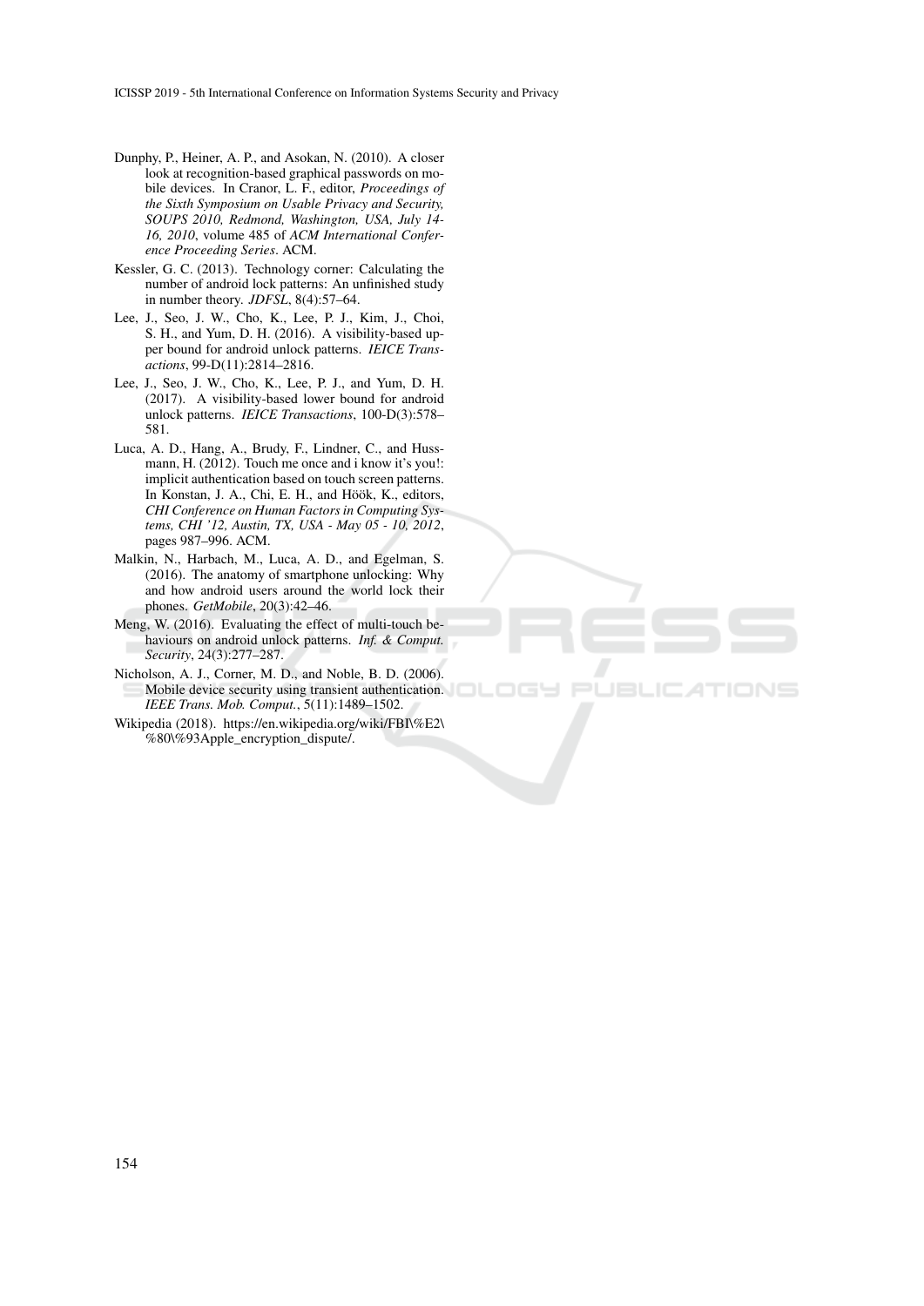Dunphy, P., Heiner, A. P., and Asokan, N. (2010). A closer look at recognition-based graphical passwords on mobile devices. In Cranor, L. F., editor, *Proceedings of the Sixth Symposium on Usable Privacy and Security, SOUPS 2010, Redmond, Washington, USA, July 14-16, 2010*, volume 485 of *ACM International Conference Proceeding Series*. ACM.

Kessler, G. C. (2013). Technology corner: Calculating the number of android lock patterns: An unfinished study in number theory. *JDFSL*, 8(4):57–64.

Lee, J., Seo, J. W., Cho, K., Lee, P. J., Kim, J., Choi, S. H., and Yum, D. H. (2016). A visibility-based upper bound for android unlock patterns. *IEICE Transactions*, 99-D(11):2814–2816.

Lee, J., Seo, J. W., Cho, K., Lee, P. J., and Yum, D. H. (2017). A visibility-based lower bound for android unlock patterns. *IEICE Transactions*, 100-D(3):578–581.

Luca, A. D., Hang, A., Brudy, F., Lindner, C., and Hussmann, H. (2012). Touch me once and i know it's you!: implicit authentication based on touch screen patterns. In Konstan, J. A., Chi, E. H., and Höök, K., editors, *CHI Conference on Human Factors in Computing Systems, CHI '12, Austin, TX, USA - May 05 - 10, 2012*, pages 987–996. ACM.

Malkin, N., Harbach, M., Luca, A. D., and Egelman, S. (2016). The anatomy of smartphone unlocking: Why and how android users around the world lock their phones. *GetMobile*, 20(3):42–46.

Meng, W. (2016). Evaluating the effect of multi-touch behaviours on android unlock patterns. *Inf. & Comput. Security*, 24(3):277–287.

Nicholson, A. J., Corner, M. D., and Noble, B. D. (2006). Mobile device security using transient authentication. *IEEE Trans. Mob. Comput.*, 5(11):1489–1502.

Wikipedia (2018). https://en.wikipedia.org/wiki/FBI\%E2\%80\%93Apple_encryption_dispute/.